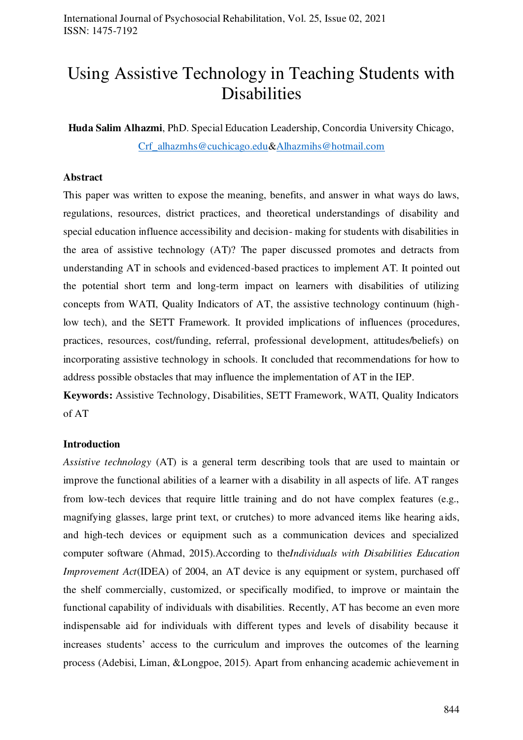# Using Assistive Technology in Teaching Students with Disabilities

**Huda Salim Alhazmi**, PhD. Special Education Leadership, Concordia University Chicago, Crf_alhazmhs@cuchicago.edu&Alhazmihs@hotmail.com

## Abstract

This paper was written to expose the meaning, benefits, and answer in what ways do laws, regulations, resources, district practices, and theoretical understandings of disability and special education influence accessibility and decision- making for students with disabilities in the area of assistive technology (AT)? The paper discussed promotes and detracts from understanding AT in schools and evidenced-based practices to implement AT. It pointed out the potential short term and long-term impact on learners with disabilities of utilizing concepts from WATI, Quality Indicators of AT, the assistive technology continuum (high-low tech), and the SETT Framework. It provided implications of influences (procedures, practices, resources, cost/funding, referral, professional development, attitudes/beliefs) on incorporating assistive technology in schools. It concluded that recommendations for how to address possible obstacles that may influence the implementation of AT in the IEP.

**Keywords:** Assistive Technology, Disabilities, SETT Framework, WATI, Quality Indicators of AT

## Introduction

*Assistive technology* (AT) is a general term describing tools that are used to maintain or improve the functional abilities of a learner with a disability in all aspects of life. AT ranges from low-tech devices that require little training and do not have complex features (e.g., magnifying glasses, large print text, or crutches) to more advanced items like hearing aids, and high-tech devices or equipment such as a communication devices and specialized computer software (Ahmad, 2015).According to the*Individuals with Disabilities Education Improvement Act*(IDEA) of 2004, an AT device is any equipment or system, purchased off the shelf commercially, customized, or specifically modified, to improve or maintain the functional capability of individuals with disabilities. Recently, AT has become an even more indispensable aid for individuals with different types and levels of disability because it increases students' access to the curriculum and improves the outcomes of the learning process (Adebisi, Liman, &Longpoe, 2015). Apart from enhancing academic achievement in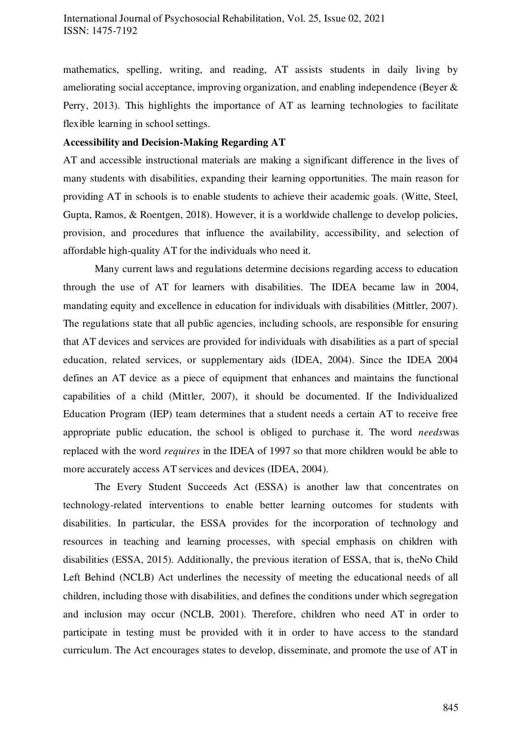mathematics, spelling, writing, and reading, AT assists students in daily living by ameliorating social acceptance, improving organization, and enabling independence (Beyer & Perry, 2013). This highlights the importance of AT as learning technologies to facilitate flexible learning in school settings.

**Accessibility and Decision-Making Regarding AT**

AT and accessible instructional materials are making a significant difference in the lives of many students with disabilities, expanding their learning opportunities. The main reason for providing AT in schools is to enable students to achieve their academic goals. (Witte, Steel, Gupta, Ramos, & Roentgen, 2018). However, it is a worldwide challenge to develop policies, provision, and procedures that influence the availability, accessibility, and selection of affordable high-quality AT for the individuals who need it.

Many current laws and regulations determine decisions regarding access to education through the use of AT for learners with disabilities. The IDEA became law in 2004, mandating equity and excellence in education for individuals with disabilities (Mittler, 2007). The regulations state that all public agencies, including schools, are responsible for ensuring that AT devices and services are provided for individuals with disabilities as a part of special education, related services, or supplementary aids (IDEA, 2004). Since the IDEA 2004 defines an AT device as a piece of equipment that enhances and maintains the functional capabilities of a child (Mittler, 2007), it should be documented. If the Individualized Education Program (IEP) team determines that a student needs a certain AT to receive free appropriate public education, the school is obliged to purchase it. The word *needs*was replaced with the word *requires* in the IDEA of 1997 so that more children would be able to more accurately access AT services and devices (IDEA, 2004).

The Every Student Succeeds Act (ESSA) is another law that concentrates on technology-related interventions to enable better learning outcomes for students with disabilities. In particular, the ESSA provides for the incorporation of technology and resources in teaching and learning processes, with special emphasis on children with disabilities (ESSA, 2015). Additionally, the previous iteration of ESSA, that is, theNo Child Left Behind (NCLB) Act underlines the necessity of meeting the educational needs of all children, including those with disabilities, and defines the conditions under which segregation and inclusion may occur (NCLB, 2001). Therefore, children who need AT in order to participate in testing must be provided with it in order to have access to the standard curriculum. The Act encourages states to develop, disseminate, and promote the use of AT in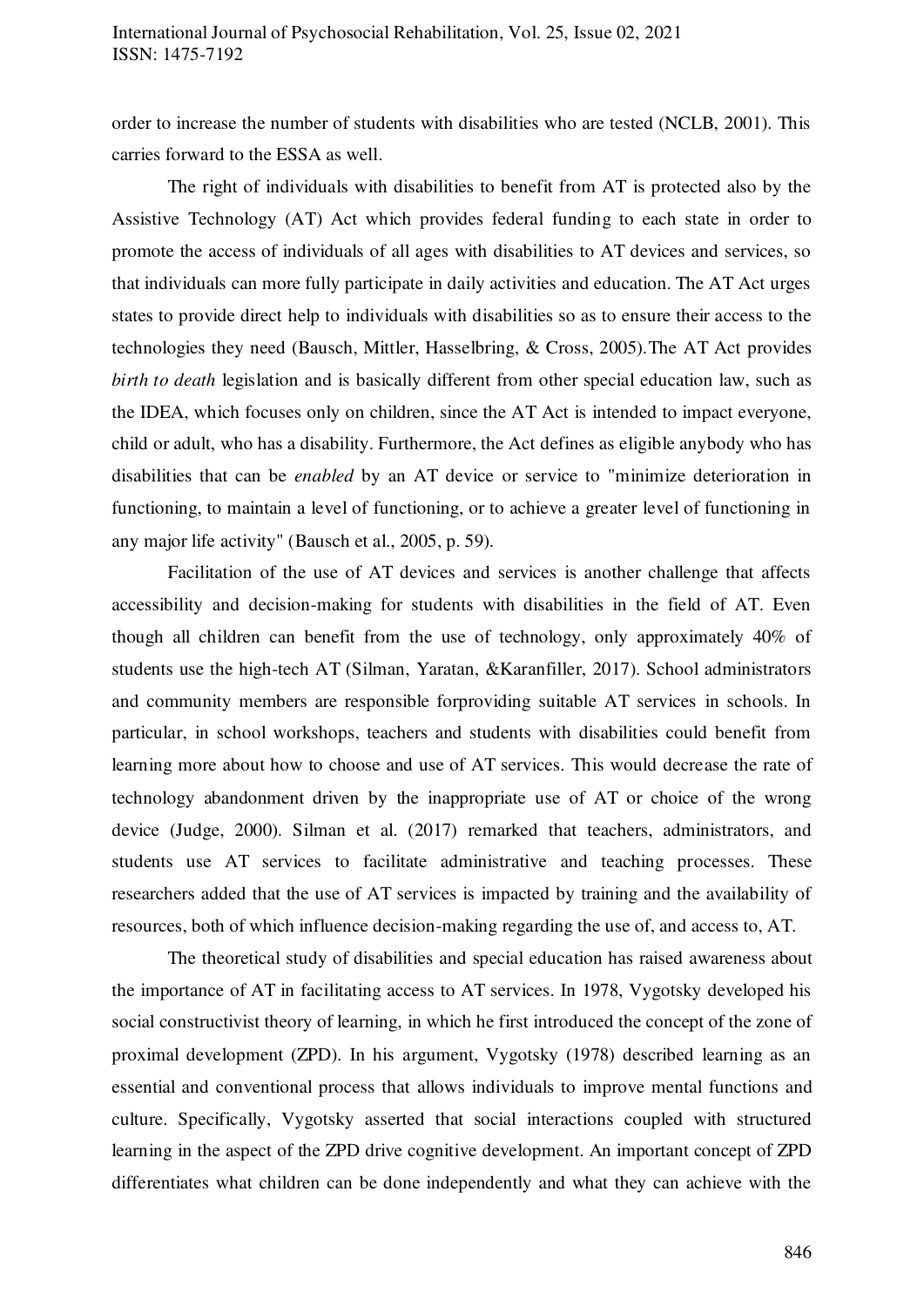order to increase the number of students with disabilities who are tested (NCLB, 2001). This carries forward to the ESSA as well.

The right of individuals with disabilities to benefit from AT is protected also by the Assistive Technology (AT) Act which provides federal funding to each state in order to promote the access of individuals of all ages with disabilities to AT devices and services, so that individuals can more fully participate in daily activities and education. The AT Act urges states to provide direct help to individuals with disabilities so as to ensure their access to the technologies they need (Bausch, Mittler, Hasselbring, & Cross, 2005).The AT Act provides *birth to death* legislation and is basically different from other special education law, such as the IDEA, which focuses only on children, since the AT Act is intended to impact everyone, child or adult, who has a disability. Furthermore, the Act defines as eligible anybody who has disabilities that can be *enabled* by an AT device or service to "minimize deterioration in functioning, to maintain a level of functioning, or to achieve a greater level of functioning in any major life activity" (Bausch et al., 2005, p. 59).

Facilitation of the use of AT devices and services is another challenge that affects accessibility and decision-making for students with disabilities in the field of AT. Even though all children can benefit from the use of technology, only approximately 40% of students use the high-tech AT (Silman, Yaratan, &Karanfiller, 2017). School administrators and community members are responsible forproviding suitable AT services in schools. In particular, in school workshops, teachers and students with disabilities could benefit from learning more about how to choose and use of AT services. This would decrease the rate of technology abandonment driven by the inappropriate use of AT or choice of the wrong device (Judge, 2000). Silman et al. (2017) remarked that teachers, administrators, and students use AT services to facilitate administrative and teaching processes. These researchers added that the use of AT services is impacted by training and the availability of resources, both of which influence decision-making regarding the use of, and access to, AT.

The theoretical study of disabilities and special education has raised awareness about the importance of AT in facilitating access to AT services. In 1978, Vygotsky developed his social constructivist theory of learning, in which he first introduced the concept of the zone of proximal development (ZPD). In his argument, Vygotsky (1978) described learning as an essential and conventional process that allows individuals to improve mental functions and culture. Specifically, Vygotsky asserted that social interactions coupled with structured learning in the aspect of the ZPD drive cognitive development. An important concept of ZPD differentiates what children can be done independently and what they can achieve with the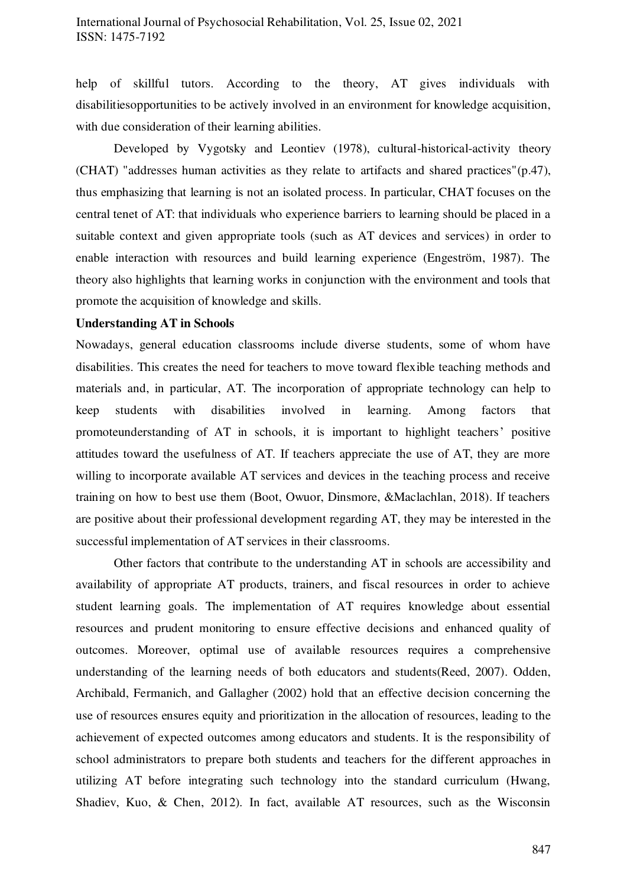help of skillful tutors. According to the theory, AT gives individuals with disabilitiesopportunities to be actively involved in an environment for knowledge acquisition, with due consideration of their learning abilities.

Developed by Vygotsky and Leontiev (1978), cultural-historical-activity theory (CHAT) "addresses human activities as they relate to artifacts and shared practices"(p.47), thus emphasizing that learning is not an isolated process. In particular, CHAT focuses on the central tenet of AT: that individuals who experience barriers to learning should be placed in a suitable context and given appropriate tools (such as AT devices and services) in order to enable interaction with resources and build learning experience (Engeström, 1987). The theory also highlights that learning works in conjunction with the environment and tools that promote the acquisition of knowledge and skills.

**Understanding AT in Schools**

Nowadays, general education classrooms include diverse students, some of whom have disabilities. This creates the need for teachers to move toward flexible teaching methods and materials and, in particular, AT. The incorporation of appropriate technology can help to keep students with disabilities involved in learning. Among factors that promoteunderstanding of AT in schools, it is important to highlight teachers' positive attitudes toward the usefulness of AT. If teachers appreciate the use of AT, they are more willing to incorporate available AT services and devices in the teaching process and receive training on how to best use them (Boot, Owuor, Dinsmore, &Maclachlan, 2018). If teachers are positive about their professional development regarding AT, they may be interested in the successful implementation of AT services in their classrooms.

Other factors that contribute to the understanding AT in schools are accessibility and availability of appropriate AT products, trainers, and fiscal resources in order to achieve student learning goals. The implementation of AT requires knowledge about essential resources and prudent monitoring to ensure effective decisions and enhanced quality of outcomes. Moreover, optimal use of available resources requires a comprehensive understanding of the learning needs of both educators and students(Reed, 2007). Odden, Archibald, Fermanich, and Gallagher (2002) hold that an effective decision concerning the use of resources ensures equity and prioritization in the allocation of resources, leading to the achievement of expected outcomes among educators and students. It is the responsibility of school administrators to prepare both students and teachers for the different approaches in utilizing AT before integrating such technology into the standard curriculum (Hwang, Shadiev, Kuo, & Chen, 2012). In fact, available AT resources, such as the Wisconsin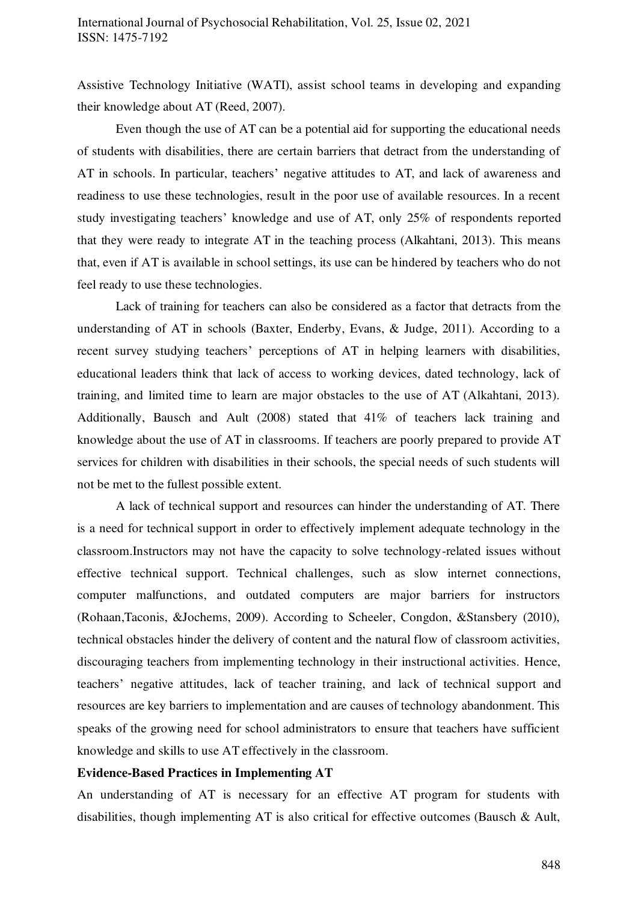Assistive Technology Initiative (WATI), assist school teams in developing and expanding their knowledge about AT (Reed, 2007).

Even though the use of AT can be a potential aid for supporting the educational needs of students with disabilities, there are certain barriers that detract from the understanding of AT in schools. In particular, teachers' negative attitudes to AT, and lack of awareness and readiness to use these technologies, result in the poor use of available resources. In a recent study investigating teachers' knowledge and use of AT, only 25% of respondents reported that they were ready to integrate AT in the teaching process (Alkahtani, 2013). This means that, even if AT is available in school settings, its use can be hindered by teachers who do not feel ready to use these technologies.

Lack of training for teachers can also be considered as a factor that detracts from the understanding of AT in schools (Baxter, Enderby, Evans, & Judge, 2011). According to a recent survey studying teachers' perceptions of AT in helping learners with disabilities, educational leaders think that lack of access to working devices, dated technology, lack of training, and limited time to learn are major obstacles to the use of AT (Alkahtani, 2013). Additionally, Bausch and Ault (2008) stated that 41% of teachers lack training and knowledge about the use of AT in classrooms. If teachers are poorly prepared to provide AT services for children with disabilities in their schools, the special needs of such students will not be met to the fullest possible extent.

A lack of technical support and resources can hinder the understanding of AT. There is a need for technical support in order to effectively implement adequate technology in the classroom.Instructors may not have the capacity to solve technology-related issues without effective technical support. Technical challenges, such as slow internet connections, computer malfunctions, and outdated computers are major barriers for instructors (Rohaan,Taconis, &Jochems, 2009). According to Scheeler, Congdon, &Stansbery (2010), technical obstacles hinder the delivery of content and the natural flow of classroom activities, discouraging teachers from implementing technology in their instructional activities. Hence, teachers' negative attitudes, lack of teacher training, and lack of technical support and resources are key barriers to implementation and are causes of technology abandonment. This speaks of the growing need for school administrators to ensure that teachers have sufficient knowledge and skills to use AT effectively in the classroom.

**Evidence-Based Practices in Implementing AT**

An understanding of AT is necessary for an effective AT program for students with disabilities, though implementing AT is also critical for effective outcomes (Bausch & Ault,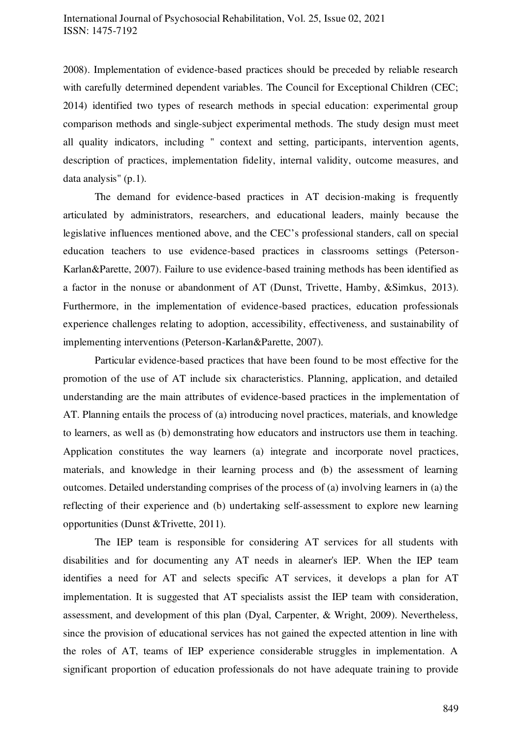2008). Implementation of evidence-based practices should be preceded by reliable research with carefully determined dependent variables. The Council for Exceptional Children (CEC; 2014) identified two types of research methods in special education: experimental group comparison methods and single-subject experimental methods. The study design must meet all quality indicators, including " context and setting, participants, intervention agents, description of practices, implementation fidelity, internal validity, outcome measures, and data analysis" (p.1).

The demand for evidence-based practices in AT decision-making is frequently articulated by administrators, researchers, and educational leaders, mainly because the legislative influences mentioned above, and the CEC's professional standers, call on special education teachers to use evidence-based practices in classrooms settings (Peterson-Karlan&Parette, 2007). Failure to use evidence-based training methods has been identified as a factor in the nonuse or abandonment of AT (Dunst, Trivette, Hamby, &Simkus, 2013). Furthermore, in the implementation of evidence-based practices, education professionals experience challenges relating to adoption, accessibility, effectiveness, and sustainability of implementing interventions (Peterson-Karlan&Parette, 2007).

Particular evidence-based practices that have been found to be most effective for the promotion of the use of AT include six characteristics. Planning, application, and detailed understanding are the main attributes of evidence-based practices in the implementation of AT. Planning entails the process of (a) introducing novel practices, materials, and knowledge to learners, as well as (b) demonstrating how educators and instructors use them in teaching. Application constitutes the way learners (a) integrate and incorporate novel practices, materials, and knowledge in their learning process and (b) the assessment of learning outcomes. Detailed understanding comprises of the process of (a) involving learners in (a) the reflecting of their experience and (b) undertaking self-assessment to explore new learning opportunities (Dunst &Trivette, 2011).

The IEP team is responsible for considering AT services for all students with disabilities and for documenting any AT needs in alearner's lEP. When the IEP team identifies a need for AT and selects specific AT services, it develops a plan for AT implementation. It is suggested that AT specialists assist the IEP team with consideration, assessment, and development of this plan (Dyal, Carpenter, & Wright, 2009). Nevertheless, since the provision of educational services has not gained the expected attention in line with the roles of AT, teams of IEP experience considerable struggles in implementation. A significant proportion of education professionals do not have adequate training to provide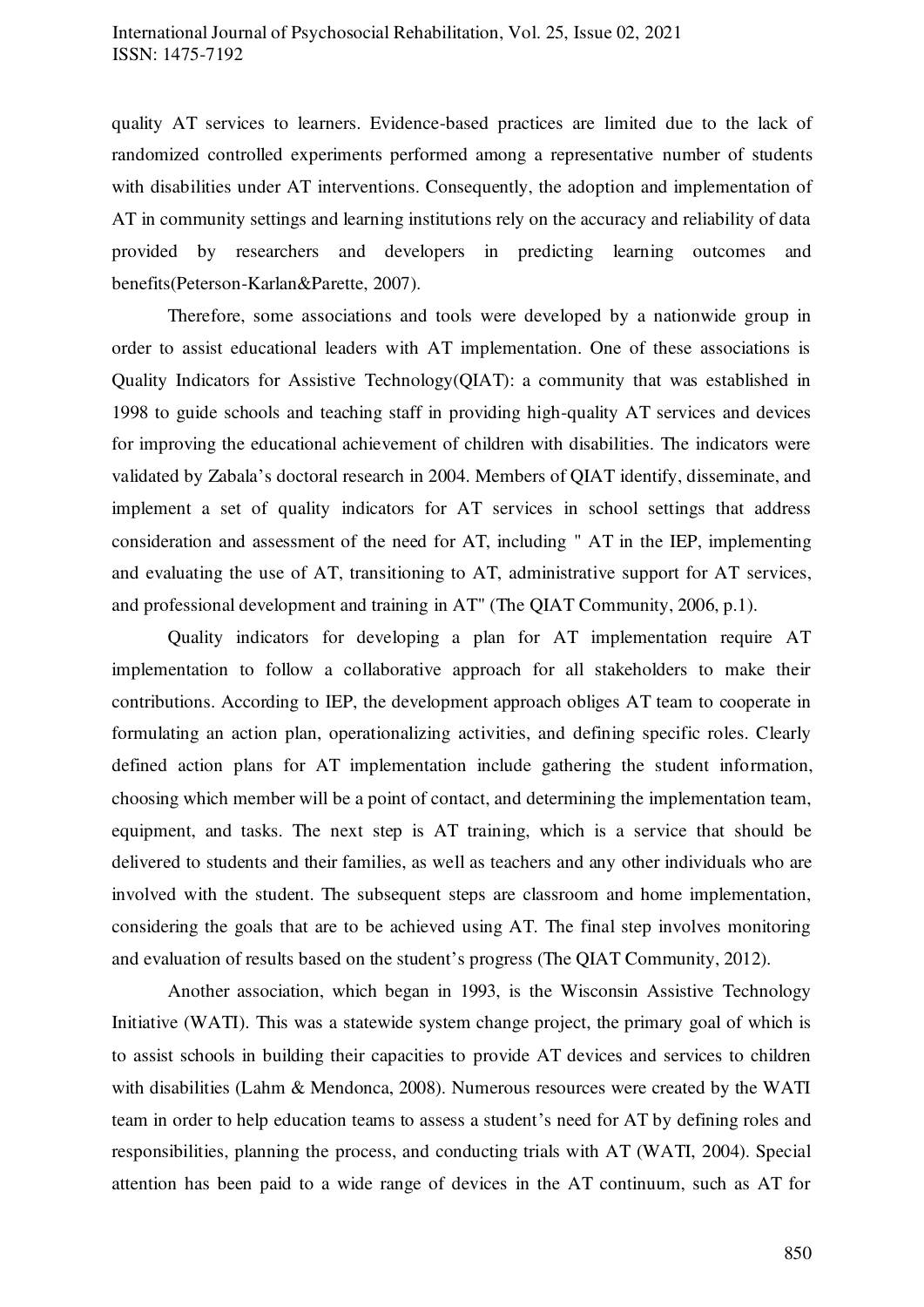quality AT services to learners. Evidence-based practices are limited due to the lack of randomized controlled experiments performed among a representative number of students with disabilities under AT interventions. Consequently, the adoption and implementation of AT in community settings and learning institutions rely on the accuracy and reliability of data provided by researchers and developers in predicting learning outcomes and benefits(Peterson-Karlan&Parette, 2007).

Therefore, some associations and tools were developed by a nationwide group in order to assist educational leaders with AT implementation. One of these associations is Quality Indicators for Assistive Technology(QIAT): a community that was established in 1998 to guide schools and teaching staff in providing high-quality AT services and devices for improving the educational achievement of children with disabilities. The indicators were validated by Zabala's doctoral research in 2004. Members of QIAT identify, disseminate, and implement a set of quality indicators for AT services in school settings that address consideration and assessment of the need for AT, including " AT in the IEP, implementing and evaluating the use of AT, transitioning to AT, administrative support for AT services, and professional development and training in AT" (The QIAT Community, 2006, p.1).

Quality indicators for developing a plan for AT implementation require AT implementation to follow a collaborative approach for all stakeholders to make their contributions. According to IEP, the development approach obliges AT team to cooperate in formulating an action plan, operationalizing activities, and defining specific roles. Clearly defined action plans for AT implementation include gathering the student information, choosing which member will be a point of contact, and determining the implementation team, equipment, and tasks. The next step is AT training, which is a service that should be delivered to students and their families, as well as teachers and any other individuals who are involved with the student. The subsequent steps are classroom and home implementation, considering the goals that are to be achieved using AT. The final step involves monitoring and evaluation of results based on the student's progress (The QIAT Community, 2012).

Another association, which began in 1993, is the Wisconsin Assistive Technology Initiative (WATI). This was a statewide system change project, the primary goal of which is to assist schools in building their capacities to provide AT devices and services to children with disabilities (Lahm & Mendonca, 2008). Numerous resources were created by the WATI team in order to help education teams to assess a student's need for AT by defining roles and responsibilities, planning the process, and conducting trials with AT (WATI, 2004). Special attention has been paid to a wide range of devices in the AT continuum, such as AT for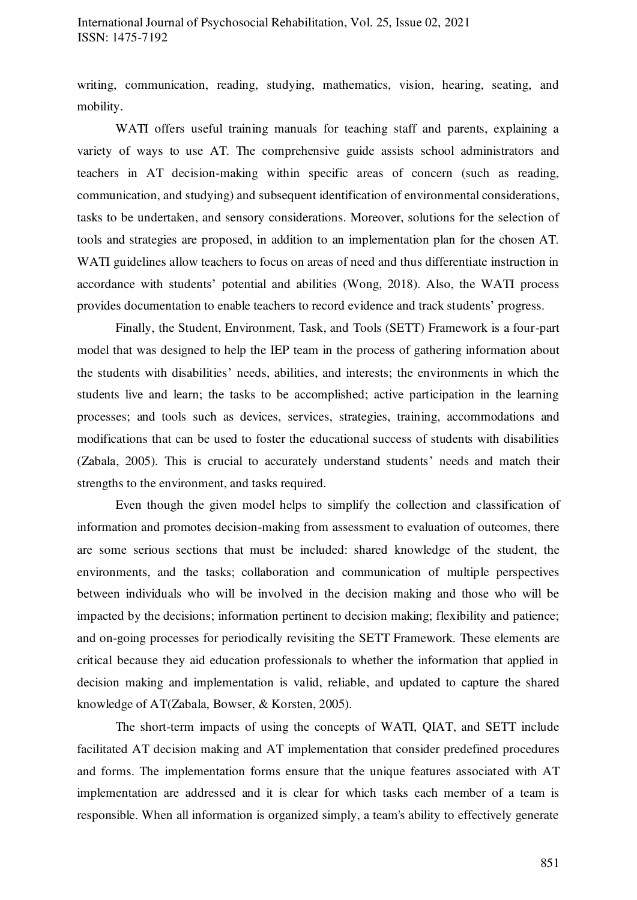writing, communication, reading, studying, mathematics, vision, hearing, seating, and mobility.

WATI offers useful training manuals for teaching staff and parents, explaining a variety of ways to use AT. The comprehensive guide assists school administrators and teachers in AT decision-making within specific areas of concern (such as reading, communication, and studying) and subsequent identification of environmental considerations, tasks to be undertaken, and sensory considerations. Moreover, solutions for the selection of tools and strategies are proposed, in addition to an implementation plan for the chosen AT. WATI guidelines allow teachers to focus on areas of need and thus differentiate instruction in accordance with students' potential and abilities (Wong, 2018). Also, the WATI process provides documentation to enable teachers to record evidence and track students' progress.

Finally, the Student, Environment, Task, and Tools (SETT) Framework is a four-part model that was designed to help the IEP team in the process of gathering information about the students with disabilities' needs, abilities, and interests; the environments in which the students live and learn; the tasks to be accomplished; active participation in the learning processes; and tools such as devices, services, strategies, training, accommodations and modifications that can be used to foster the educational success of students with disabilities (Zabala, 2005). This is crucial to accurately understand students' needs and match their strengths to the environment, and tasks required.

Even though the given model helps to simplify the collection and classification of information and promotes decision-making from assessment to evaluation of outcomes, there are some serious sections that must be included: shared knowledge of the student, the environments, and the tasks; collaboration and communication of multiple perspectives between individuals who will be involved in the decision making and those who will be impacted by the decisions; information pertinent to decision making; flexibility and patience; and on-going processes for periodically revisiting the SETT Framework. These elements are critical because they aid education professionals to whether the information that applied in decision making and implementation is valid, reliable, and updated to capture the shared knowledge of AT(Zabala, Bowser, & Korsten, 2005).

The short-term impacts of using the concepts of WATI, QIAT, and SETT include facilitated AT decision making and AT implementation that consider predefined procedures and forms. The implementation forms ensure that the unique features associated with AT implementation are addressed and it is clear for which tasks each member of a team is responsible. When all information is organized simply, a team's ability to effectively generate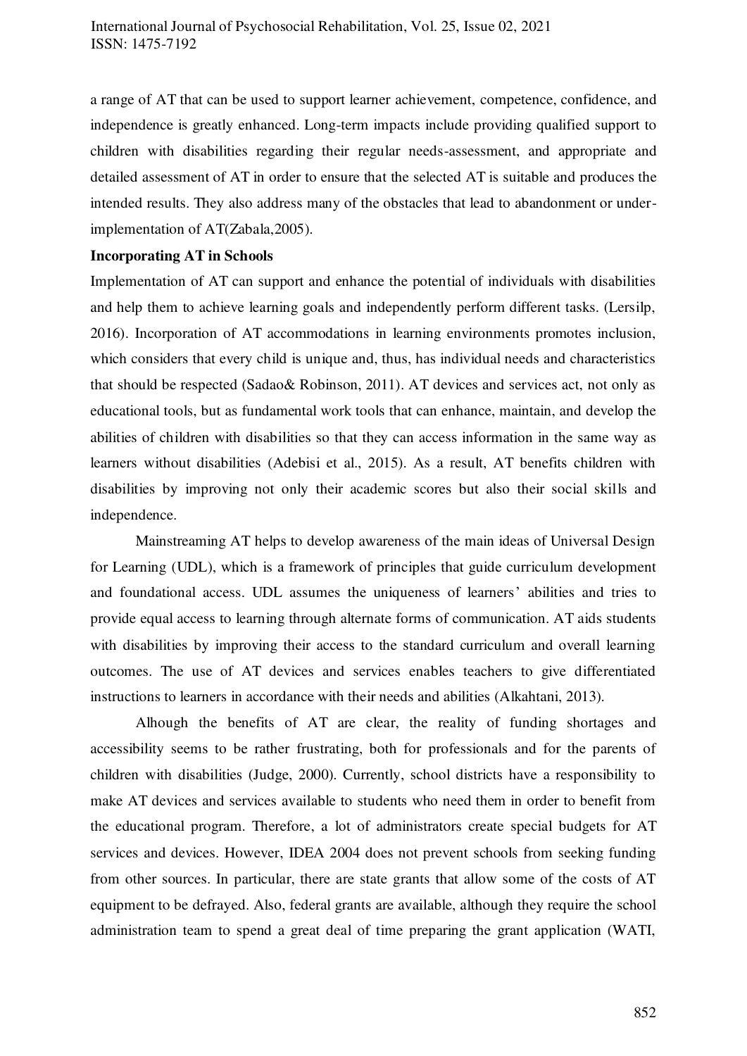a range of AT that can be used to support learner achievement, competence, confidence, and independence is greatly enhanced. Long-term impacts include providing qualified support to children with disabilities regarding their regular needs-assessment, and appropriate and detailed assessment of AT in order to ensure that the selected AT is suitable and produces the intended results. They also address many of the obstacles that lead to abandonment or under-implementation of AT(Zabala,2005).

**Incorporating AT in Schools**

Implementation of AT can support and enhance the potential of individuals with disabilities and help them to achieve learning goals and independently perform different tasks. (Lersilp, 2016). Incorporation of AT accommodations in learning environments promotes inclusion, which considers that every child is unique and, thus, has individual needs and characteristics that should be respected (Sadao& Robinson, 2011). AT devices and services act, not only as educational tools, but as fundamental work tools that can enhance, maintain, and develop the abilities of children with disabilities so that they can access information in the same way as learners without disabilities (Adebisi et al., 2015). As a result, AT benefits children with disabilities by improving not only their academic scores but also their social skills and independence.

Mainstreaming AT helps to develop awareness of the main ideas of Universal Design for Learning (UDL), which is a framework of principles that guide curriculum development and foundational access. UDL assumes the uniqueness of learners' abilities and tries to provide equal access to learning through alternate forms of communication. AT aids students with disabilities by improving their access to the standard curriculum and overall learning outcomes. The use of AT devices and services enables teachers to give differentiated instructions to learners in accordance with their needs and abilities (Alkahtani, 2013).

Alhough the benefits of AT are clear, the reality of funding shortages and accessibility seems to be rather frustrating, both for professionals and for the parents of children with disabilities (Judge, 2000). Currently, school districts have a responsibility to make AT devices and services available to students who need them in order to benefit from the educational program. Therefore, a lot of administrators create special budgets for AT services and devices. However, IDEA 2004 does not prevent schools from seeking funding from other sources. In particular, there are state grants that allow some of the costs of AT equipment to be defrayed. Also, federal grants are available, although they require the school administration team to spend a great deal of time preparing the grant application (WATI,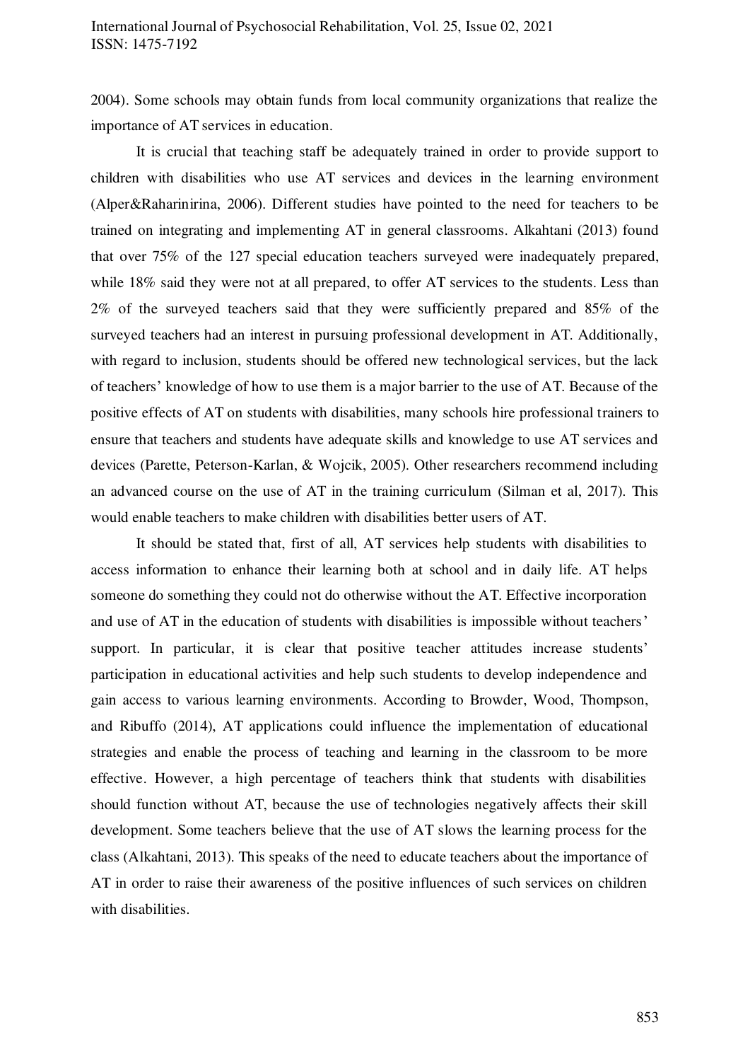2004). Some schools may obtain funds from local community organizations that realize the importance of AT services in education.

It is crucial that teaching staff be adequately trained in order to provide support to children with disabilities who use AT services and devices in the learning environment (Alper&Raharinirina, 2006). Different studies have pointed to the need for teachers to be trained on integrating and implementing AT in general classrooms. Alkahtani (2013) found that over 75% of the 127 special education teachers surveyed were inadequately prepared, while 18% said they were not at all prepared, to offer AT services to the students. Less than 2% of the surveyed teachers said that they were sufficiently prepared and 85% of the surveyed teachers had an interest in pursuing professional development in AT. Additionally, with regard to inclusion, students should be offered new technological services, but the lack of teachers' knowledge of how to use them is a major barrier to the use of AT. Because of the positive effects of AT on students with disabilities, many schools hire professional trainers to ensure that teachers and students have adequate skills and knowledge to use AT services and devices (Parette, Peterson-Karlan, & Wojcik, 2005). Other researchers recommend including an advanced course on the use of AT in the training curriculum (Silman et al, 2017). This would enable teachers to make children with disabilities better users of AT.

It should be stated that, first of all, AT services help students with disabilities to access information to enhance their learning both at school and in daily life. AT helps someone do something they could not do otherwise without the AT. Effective incorporation and use of AT in the education of students with disabilities is impossible without teachers' support. In particular, it is clear that positive teacher attitudes increase students' participation in educational activities and help such students to develop independence and gain access to various learning environments. According to Browder, Wood, Thompson, and Ribuffo (2014), AT applications could influence the implementation of educational strategies and enable the process of teaching and learning in the classroom to be more effective. However, a high percentage of teachers think that students with disabilities should function without AT, because the use of technologies negatively affects their skill development. Some teachers believe that the use of AT slows the learning process for the class (Alkahtani, 2013). This speaks of the need to educate teachers about the importance of AT in order to raise their awareness of the positive influences of such services on children with disabilities.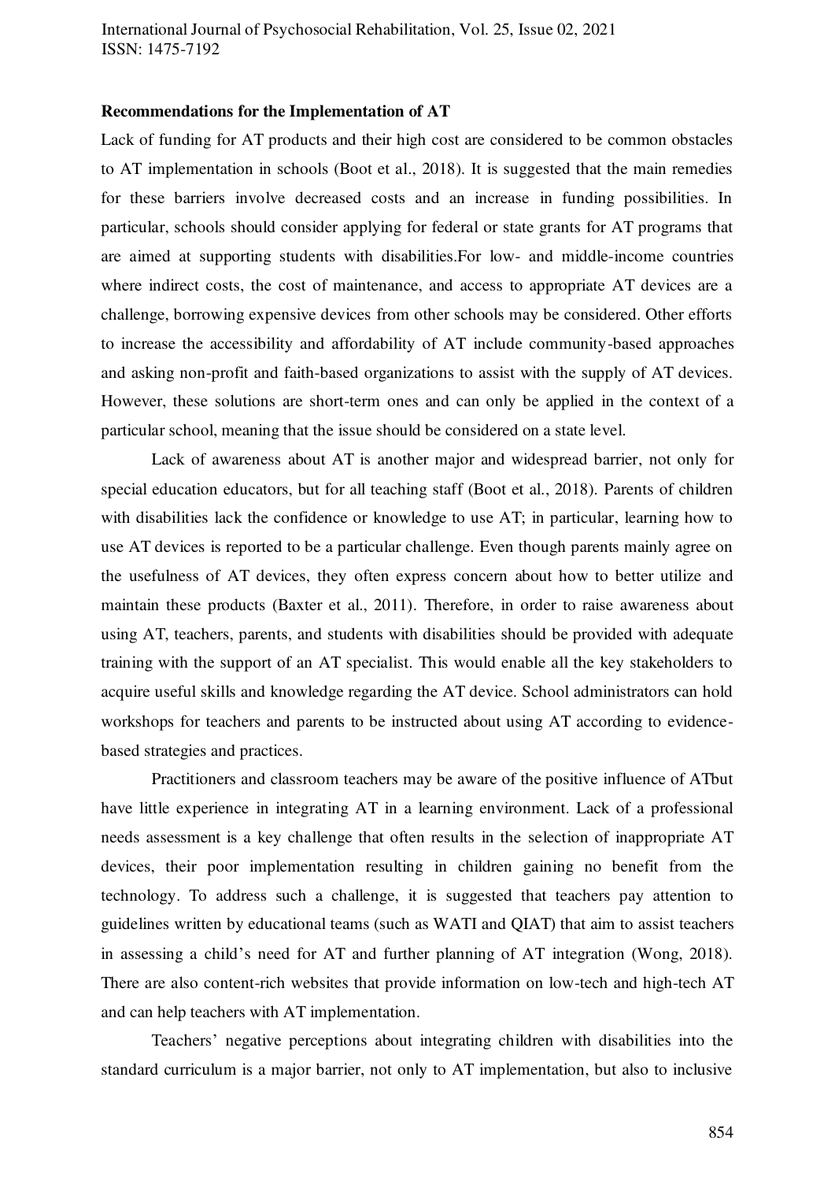**Recommendations for the Implementation of AT**

Lack of funding for AT products and their high cost are considered to be common obstacles to AT implementation in schools (Boot et al., 2018). It is suggested that the main remedies for these barriers involve decreased costs and an increase in funding possibilities. In particular, schools should consider applying for federal or state grants for AT programs that are aimed at supporting students with disabilities.For low- and middle-income countries where indirect costs, the cost of maintenance, and access to appropriate AT devices are a challenge, borrowing expensive devices from other schools may be considered. Other efforts to increase the accessibility and affordability of AT include community-based approaches and asking non-profit and faith-based organizations to assist with the supply of AT devices. However, these solutions are short-term ones and can only be applied in the context of a particular school, meaning that the issue should be considered on a state level.

Lack of awareness about AT is another major and widespread barrier, not only for special education educators, but for all teaching staff (Boot et al., 2018). Parents of children with disabilities lack the confidence or knowledge to use AT; in particular, learning how to use AT devices is reported to be a particular challenge. Even though parents mainly agree on the usefulness of AT devices, they often express concern about how to better utilize and maintain these products (Baxter et al., 2011). Therefore, in order to raise awareness about using AT, teachers, parents, and students with disabilities should be provided with adequate training with the support of an AT specialist. This would enable all the key stakeholders to acquire useful skills and knowledge regarding the AT device. School administrators can hold workshops for teachers and parents to be instructed about using AT according to evidence-based strategies and practices.

Practitioners and classroom teachers may be aware of the positive influence of ATbut have little experience in integrating AT in a learning environment. Lack of a professional needs assessment is a key challenge that often results in the selection of inappropriate AT devices, their poor implementation resulting in children gaining no benefit from the technology. To address such a challenge, it is suggested that teachers pay attention to guidelines written by educational teams (such as WATI and QIAT) that aim to assist teachers in assessing a child's need for AT and further planning of AT integration (Wong, 2018). There are also content-rich websites that provide information on low-tech and high-tech AT and can help teachers with AT implementation.

Teachers' negative perceptions about integrating children with disabilities into the standard curriculum is a major barrier, not only to AT implementation, but also to inclusive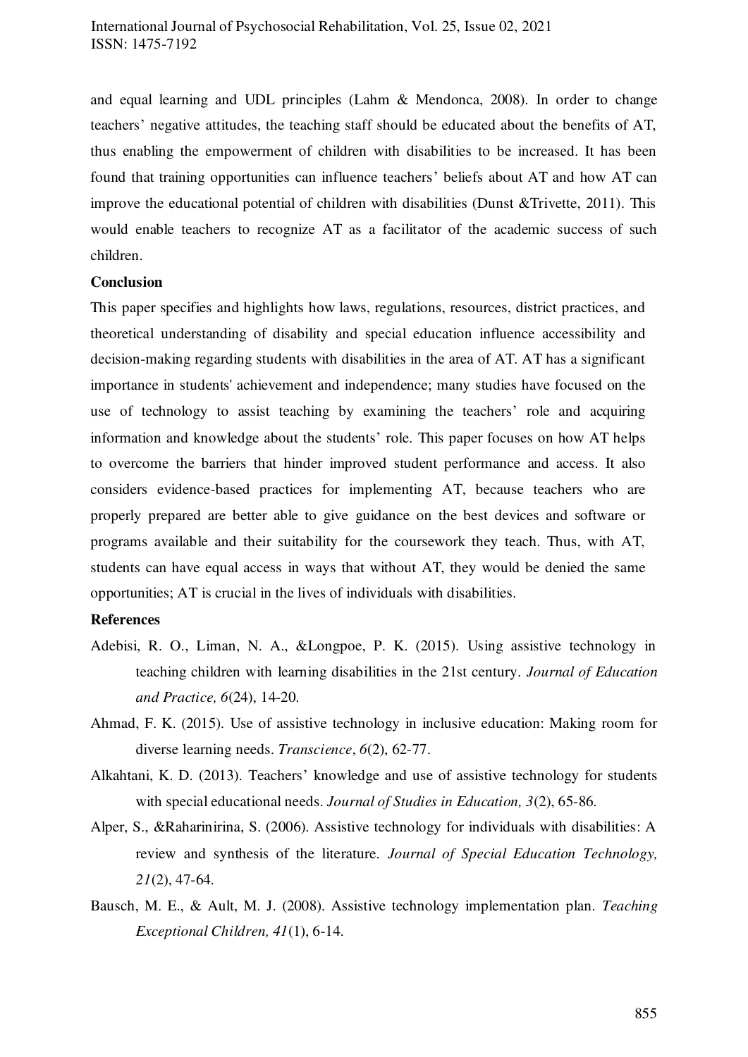and equal learning and UDL principles (Lahm & Mendonca, 2008). In order to change teachers' negative attitudes, the teaching staff should be educated about the benefits of AT, thus enabling the empowerment of children with disabilities to be increased. It has been found that training opportunities can influence teachers' beliefs about AT and how AT can improve the educational potential of children with disabilities (Dunst &Trivette, 2011). This would enable teachers to recognize AT as a facilitator of the academic success of such children.

## Conclusion

This paper specifies and highlights how laws, regulations, resources, district practices, and theoretical understanding of disability and special education influence accessibility and decision-making regarding students with disabilities in the area of AT. AT has a significant importance in students' achievement and independence; many studies have focused on the use of technology to assist teaching by examining the teachers' role and acquiring information and knowledge about the students' role. This paper focuses on how AT helps to overcome the barriers that hinder improved student performance and access. It also considers evidence-based practices for implementing AT, because teachers who are properly prepared are better able to give guidance on the best devices and software or programs available and their suitability for the coursework they teach. Thus, with AT, students can have equal access in ways that without AT, they would be denied the same opportunities; AT is crucial in the lives of individuals with disabilities.

## References

Adebisi, R. O., Liman, N. A., &Longpoe, P. K. (2015). Using assistive technology in teaching children with learning disabilities in the 21st century. *Journal of Education and Practice, 6*(24), 14-20.

Ahmad, F. K. (2015). Use of assistive technology in inclusive education: Making room for diverse learning needs. *Transcience*, *6*(2), 62-77.

Alkahtani, K. D. (2013). Teachers' knowledge and use of assistive technology for students with special educational needs. *Journal of Studies in Education, 3*(2), 65-86.

Alper, S., &Raharinirina, S. (2006). Assistive technology for individuals with disabilities: A review and synthesis of the literature. *Journal of Special Education Technology, 21*(2), 47-64.

Bausch, M. E., & Ault, M. J. (2008). Assistive technology implementation plan. *Teaching Exceptional Children, 41*(1), 6-14.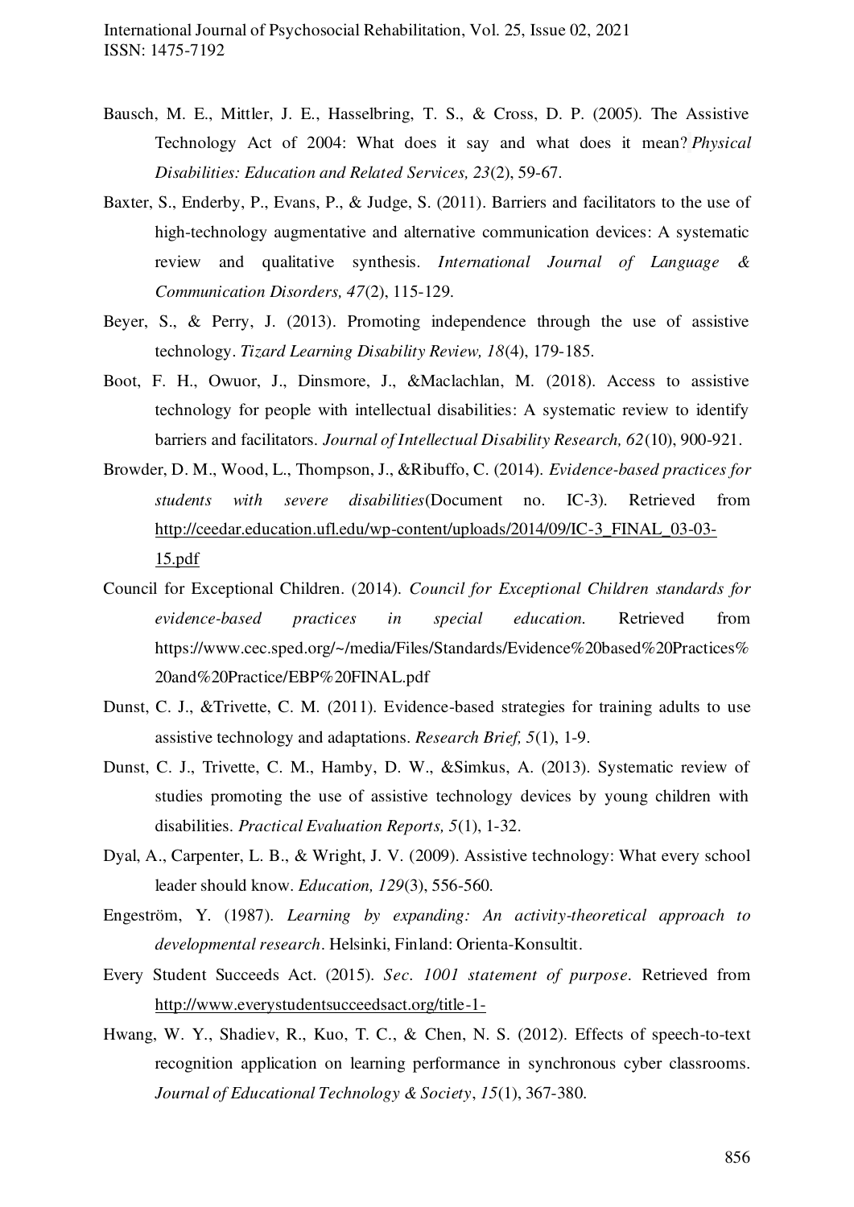Bausch, M. E., Mittler, J. E., Hasselbring, T. S., & Cross, D. P. (2005). The Assistive Technology Act of 2004: What does it say and what does it mean? *Physical Disabilities: Education and Related Services, 23*(2), 59-67.

Baxter, S., Enderby, P., Evans, P., & Judge, S. (2011). Barriers and facilitators to the use of high-technology augmentative and alternative communication devices: A systematic review and qualitative synthesis. *International Journal of Language & Communication Disorders, 47*(2), 115-129.

Beyer, S., & Perry, J. (2013). Promoting independence through the use of assistive technology. *Tizard Learning Disability Review, 18*(4), 179-185.

Boot, F. H., Owuor, J., Dinsmore, J., &Maclachlan, M. (2018). Access to assistive technology for people with intellectual disabilities: A systematic review to identify barriers and facilitators. *Journal of Intellectual Disability Research, 62*(10), 900-921.

Browder, D. M., Wood, L., Thompson, J., &Ribuffo, C. (2014). *Evidence-based practices for students with severe disabilities*(Document no. IC-3). Retrieved from http://ceedar.education.ufl.edu/wp-content/uploads/2014/09/IC-3_FINAL_03-03-15.pdf

Council for Exceptional Children. (2014). *Council for Exceptional Children standards for evidence-based practices in special education.* Retrieved from https://www.cec.sped.org/~/media/Files/Standards/Evidence%20based%20Practices%20and%20Practice/EBP%20FINAL.pdf

Dunst, C. J., &Trivette, C. M. (2011). Evidence-based strategies for training adults to use assistive technology and adaptations. *Research Brief, 5*(1), 1-9.

Dunst, C. J., Trivette, C. M., Hamby, D. W., &Simkus, A. (2013). Systematic review of studies promoting the use of assistive technology devices by young children with disabilities. *Practical Evaluation Reports, 5*(1), 1-32.

Dyal, A., Carpenter, L. B., & Wright, J. V. (2009). Assistive technology: What every school leader should know. *Education, 129*(3), 556-560.

Engeström, Y. (1987). *Learning by expanding: An activity-theoretical approach to developmental research*. Helsinki, Finland: Orienta-Konsultit.

Every Student Succeeds Act. (2015). *Sec. 1001 statement of purpose*. Retrieved from http://www.everystudentsucceedsact.org/title-1-

Hwang, W. Y., Shadiev, R., Kuo, T. C., & Chen, N. S. (2012). Effects of speech-to-text recognition application on learning performance in synchronous cyber classrooms. *Journal of Educational Technology & Society*, *15*(1), 367-380.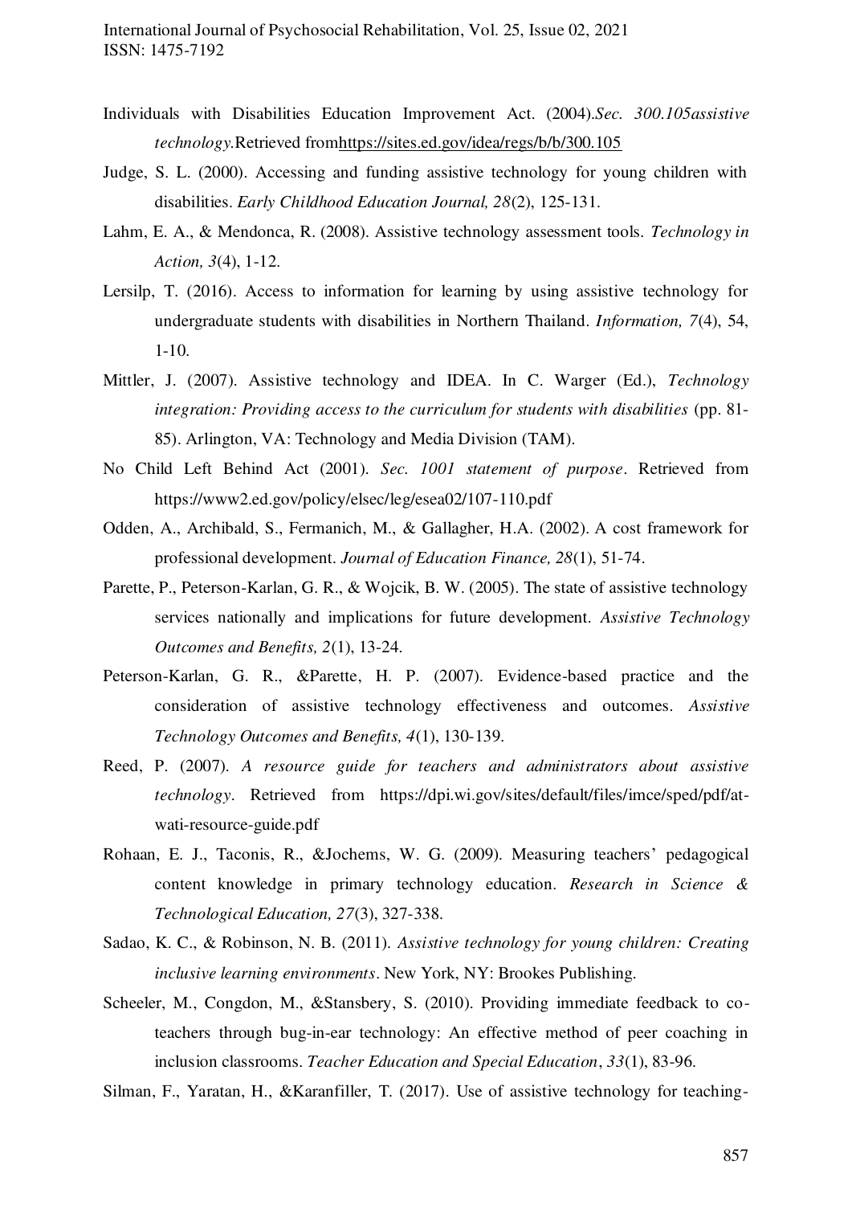Individuals with Disabilities Education Improvement Act. (2004).*Sec. 300.105assistive technology.*Retrieved fromhttps://sites.ed.gov/idea/regs/b/b/300.105

Judge, S. L. (2000). Accessing and funding assistive technology for young children with disabilities. *Early Childhood Education Journal, 28*(2), 125-131.

Lahm, E. A., & Mendonca, R. (2008). Assistive technology assessment tools. *Technology in Action, 3*(4), 1-12.

Lersilp, T. (2016). Access to information for learning by using assistive technology for undergraduate students with disabilities in Northern Thailand. *Information, 7*(4), 54, 1-10.

Mittler, J. (2007). Assistive technology and IDEA. In C. Warger (Ed.), *Technology integration: Providing access to the curriculum for students with disabilities* (pp. 81-85). Arlington, VA: Technology and Media Division (TAM).

No Child Left Behind Act (2001). *Sec. 1001 statement of purpose*. Retrieved from https://www2.ed.gov/policy/elsec/leg/esea02/107-110.pdf

Odden, A., Archibald, S., Fermanich, M., & Gallagher, H.A. (2002). A cost framework for professional development. *Journal of Education Finance, 28*(1), 51-74.

Parette, P., Peterson-Karlan, G. R., & Wojcik, B. W. (2005). The state of assistive technology services nationally and implications for future development. *Assistive Technology Outcomes and Benefits, 2*(1), 13-24.

Peterson-Karlan, G. R., &Parette, H. P. (2007). Evidence-based practice and the consideration of assistive technology effectiveness and outcomes. *Assistive Technology Outcomes and Benefits, 4*(1), 130-139.

Reed, P. (2007). *A resource guide for teachers and administrators about assistive technology*. Retrieved from https://dpi.wi.gov/sites/default/files/imce/sped/pdf/at-wati-resource-guide.pdf

Rohaan, E. J., Taconis, R., &Jochems, W. G. (2009). Measuring teachers' pedagogical content knowledge in primary technology education. *Research in Science & Technological Education, 27*(3), 327-338.

Sadao, K. C., & Robinson, N. B. (2011). *Assistive technology for young children: Creating inclusive learning environments*. New York, NY: Brookes Publishing.

Scheeler, M., Congdon, M., &Stansbery, S. (2010). Providing immediate feedback to co-teachers through bug-in-ear technology: An effective method of peer coaching in inclusion classrooms. *Teacher Education and Special Education*, *33*(1), 83-96.

Silman, F., Yaratan, H., &Karanfiller, T. (2017). Use of assistive technology for teaching-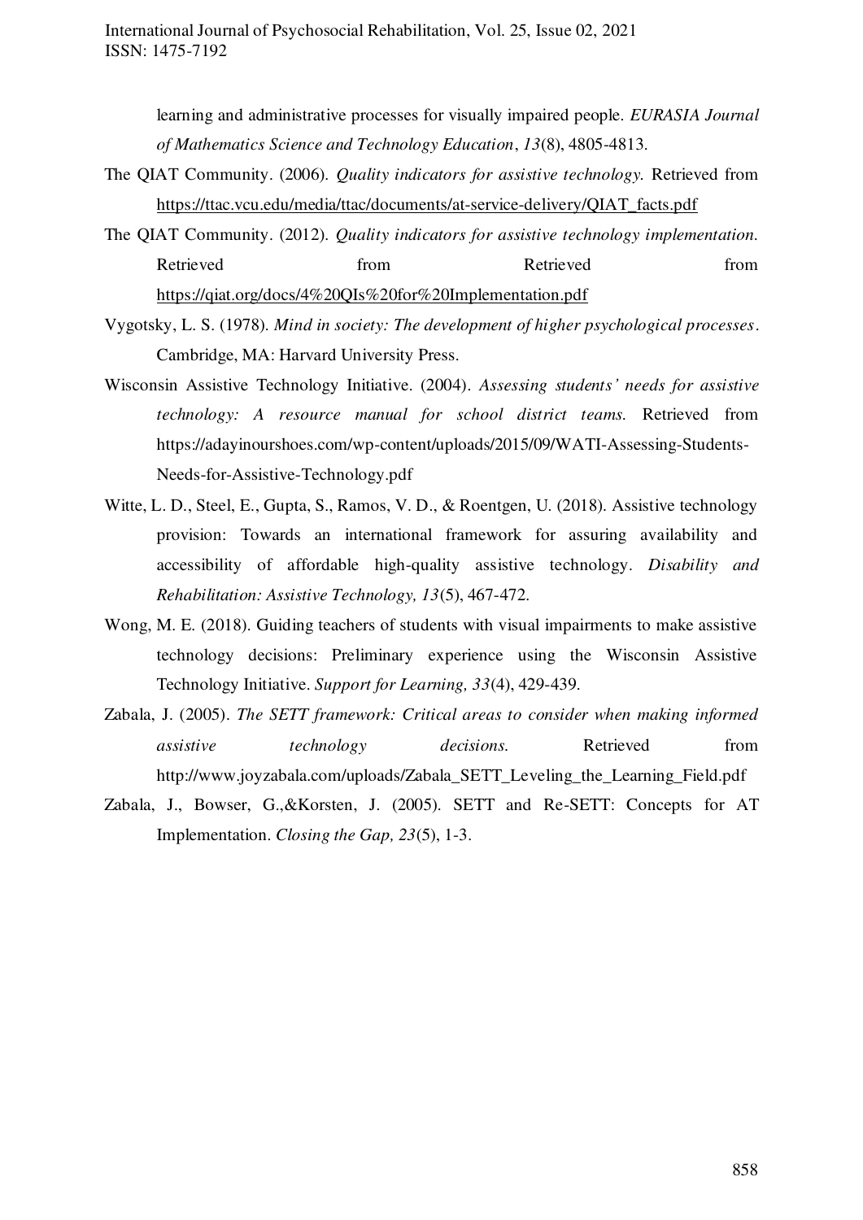learning and administrative processes for visually impaired people. *EURASIA Journal of Mathematics Science and Technology Education*, *13*(8), 4805-4813.

The QIAT Community. (2006). *Quality indicators for assistive technology.* Retrieved from https://ttac.vcu.edu/media/ttac/documents/at-service-delivery/QIAT_facts.pdf

The QIAT Community. (2012). *Quality indicators for assistive technology implementation.* Retrieved from Retrieved from https://qiat.org/docs/4%20QIs%20for%20Implementation.pdf

Vygotsky, L. S. (1978). *Mind in society: The development of higher psychological processes*. Cambridge, MA: Harvard University Press.

Wisconsin Assistive Technology Initiative. (2004). *Assessing students' needs for assistive technology: A resource manual for school district teams.* Retrieved from https://adayinourshoes.com/wp-content/uploads/2015/09/WATI-Assessing-Students-Needs-for-Assistive-Technology.pdf

Witte, L. D., Steel, E., Gupta, S., Ramos, V. D., & Roentgen, U. (2018). Assistive technology provision: Towards an international framework for assuring availability and accessibility of affordable high-quality assistive technology. *Disability and Rehabilitation: Assistive Technology, 13*(5), 467-472.

Wong, M. E. (2018). Guiding teachers of students with visual impairments to make assistive technology decisions: Preliminary experience using the Wisconsin Assistive Technology Initiative. *Support for Learning, 33*(4), 429-439.

Zabala, J. (2005). *The SETT framework: Critical areas to consider when making informed assistive technology decisions.* Retrieved from http://www.joyzabala.com/uploads/Zabala_SETT_Leveling_the_Learning_Field.pdf

Zabala, J., Bowser, G.,&Korsten, J. (2005). SETT and Re-SETT: Concepts for AT Implementation. *Closing the Gap, 23*(5), 1-3.